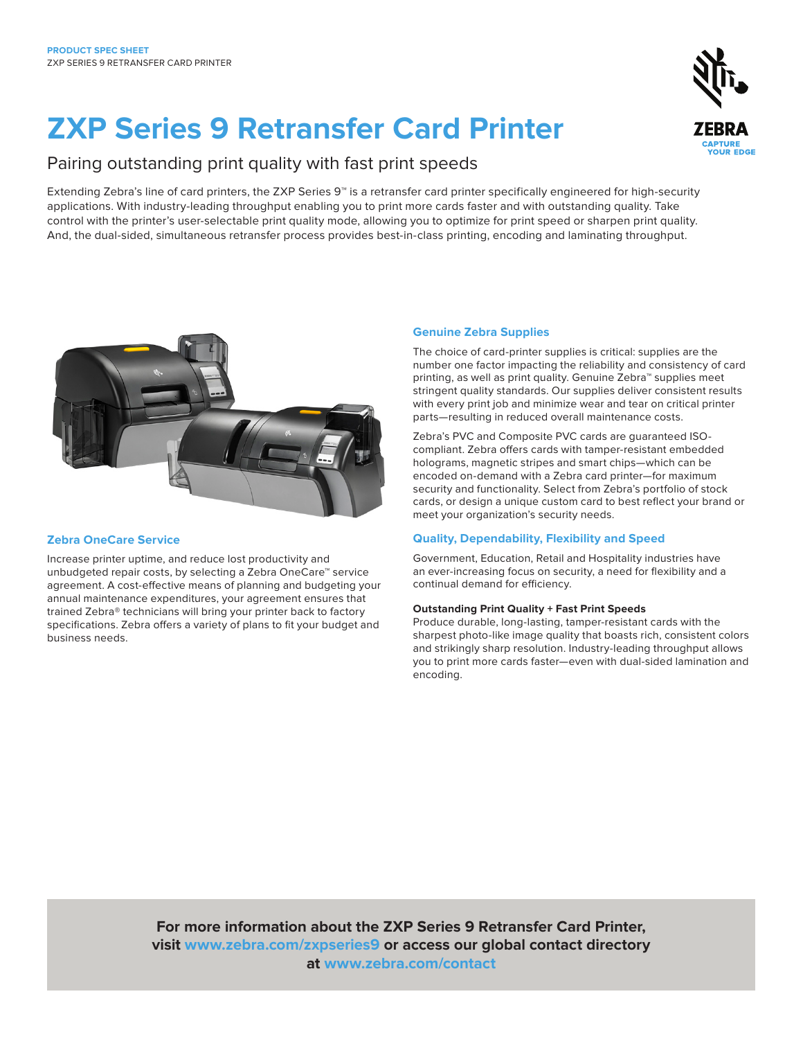PRODUCT SPEC SHEET
ZXP SERIES 9 RETRANSFER CARD PRINTER

# ZXP Series 9 Retransfer Card Printer

## Pairing outstanding print quality with fast print speeds

Extending Zebra's line of card printers, the ZXP Series 9™ is a retransfer card printer specifically engineered for high-security applications. With industry-leading throughput enabling you to print more cards faster and with outstanding quality. Take control with the printer's user-selectable print quality mode, allowing you to optimize for print speed or sharpen print quality. And, the dual-sided, simultaneous retransfer process provides best-in-class printing, encoding and laminating throughput.

### Zebra OneCare Service

Increase printer uptime, and reduce lost productivity and unbudgeted repair costs, by selecting a Zebra OneCare™ service agreement. A cost-effective means of planning and budgeting your annual maintenance expenditures, your agreement ensures that trained Zebra® technicians will bring your printer back to factory specifications. Zebra offers a variety of plans to fit your budget and business needs.

### Genuine Zebra Supplies

The choice of card-printer supplies is critical: supplies are the number one factor impacting the reliability and consistency of card printing, as well as print quality. Genuine Zebra™ supplies meet stringent quality standards. Our supplies deliver consistent results with every print job and minimize wear and tear on critical printer parts—resulting in reduced overall maintenance costs.

Zebra's PVC and Composite PVC cards are guaranteed ISO-compliant. Zebra offers cards with tamper-resistant embedded holograms, magnetic stripes and smart chips—which can be encoded on-demand with a Zebra card printer—for maximum security and functionality. Select from Zebra's portfolio of stock cards, or design a unique custom card to best reflect your brand or meet your organization's security needs.

### Quality, Dependability, Flexibility and Speed

Government, Education, Retail and Hospitality industries have an ever-increasing focus on security, a need for flexibility and a continual demand for efficiency.

**Outstanding Print Quality + Fast Print Speeds**
Produce durable, long-lasting, tamper-resistant cards with the sharpest photo-like image quality that boasts rich, consistent colors and strikingly sharp resolution. Industry-leading throughput allows you to print more cards faster—even with dual-sided lamination and encoding.

**For more information about the ZXP Series 9 Retransfer Card Printer, visit www.zebra.com/zxpseries9 or access our global contact directory at www.zebra.com/contact**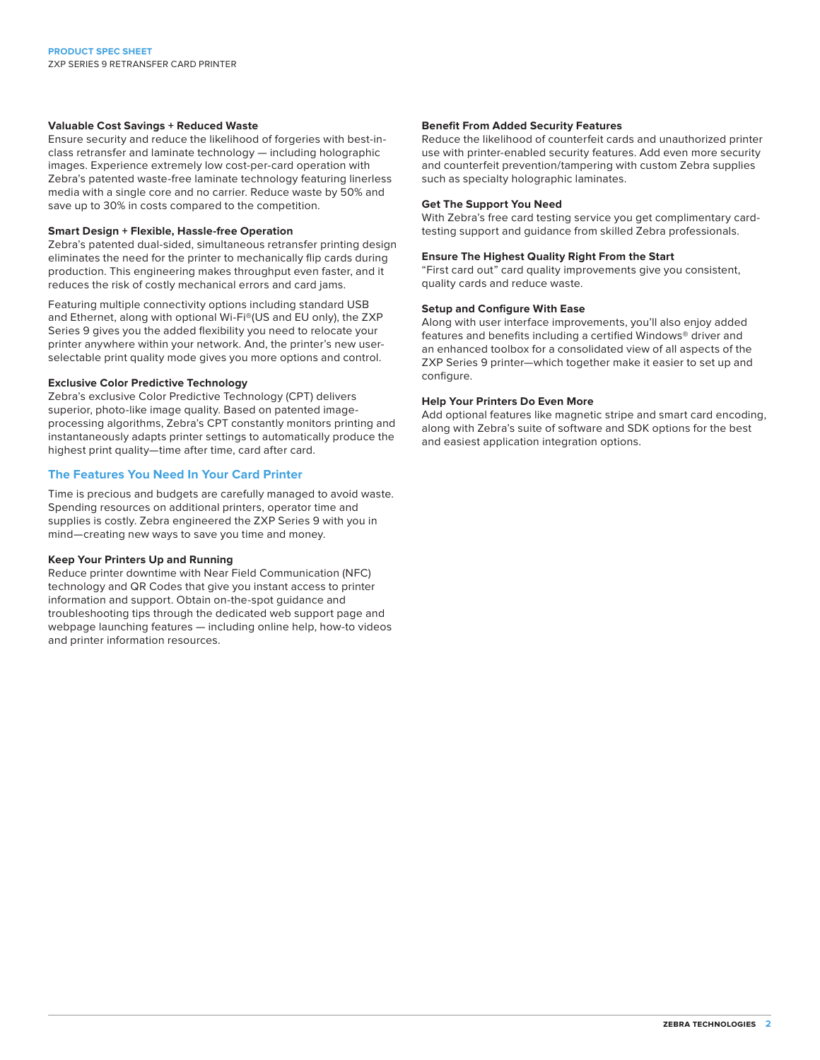### Valuable Cost Savings + Reduced Waste

Ensure security and reduce the likelihood of forgeries with best-in-class retransfer and laminate technology — including holographic images. Experience extremely low cost-per-card operation with Zebra's patented waste-free laminate technology featuring linerless media with a single core and no carrier. Reduce waste by 50% and save up to 30% in costs compared to the competition.

### Smart Design + Flexible, Hassle-free Operation

Zebra's patented dual-sided, simultaneous retransfer printing design eliminates the need for the printer to mechanically flip cards during production. This engineering makes throughput even faster, and it reduces the risk of costly mechanical errors and card jams.

Featuring multiple connectivity options including standard USB and Ethernet, along with optional Wi-Fi®(US and EU only), the ZXP Series 9 gives you the added flexibility you need to relocate your printer anywhere within your network. And, the printer's new user-selectable print quality mode gives you more options and control.

### Exclusive Color Predictive Technology

Zebra's exclusive Color Predictive Technology (CPT) delivers superior, photo-like image quality. Based on patented image-processing algorithms, Zebra's CPT constantly monitors printing and instantaneously adapts printer settings to automatically produce the highest print quality—time after time, card after card.

## The Features You Need In Your Card Printer

Time is precious and budgets are carefully managed to avoid waste. Spending resources on additional printers, operator time and supplies is costly. Zebra engineered the ZXP Series 9 with you in mind—creating new ways to save you time and money.

### Keep Your Printers Up and Running

Reduce printer downtime with Near Field Communication (NFC) technology and QR Codes that give you instant access to printer information and support. Obtain on-the-spot guidance and troubleshooting tips through the dedicated web support page and webpage launching features — including online help, how-to videos and printer information resources.

### Benefit From Added Security Features

Reduce the likelihood of counterfeit cards and unauthorized printer use with printer-enabled security features. Add even more security and counterfeit prevention/tampering with custom Zebra supplies such as specialty holographic laminates.

### Get The Support You Need

With Zebra's free card testing service you get complimentary card-testing support and guidance from skilled Zebra professionals.

### Ensure The Highest Quality Right From the Start

"First card out" card quality improvements give you consistent, quality cards and reduce waste.

### Setup and Configure With Ease

Along with user interface improvements, you'll also enjoy added features and benefits including a certified Windows® driver and an enhanced toolbox for a consolidated view of all aspects of the ZXP Series 9 printer—which together make it easier to set up and configure.

### Help Your Printers Do Even More

Add optional features like magnetic stripe and smart card encoding, along with Zebra's suite of software and SDK options for the best and easiest application integration options.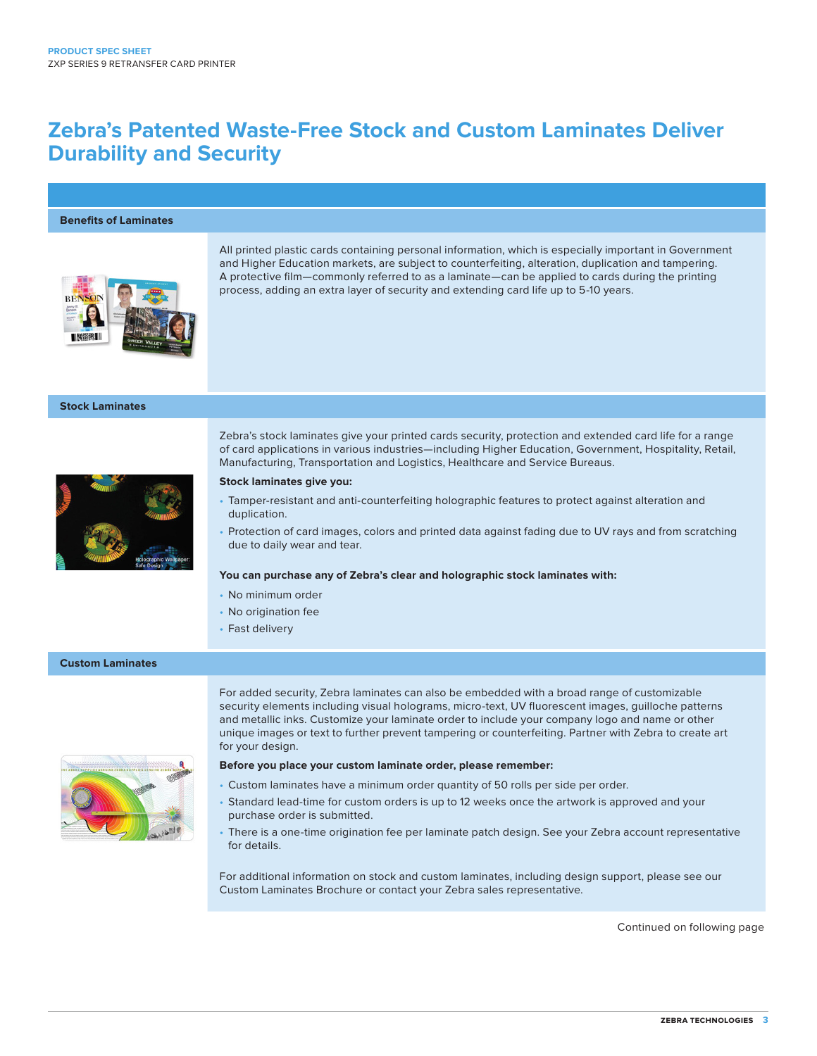# Zebra's Patented Waste-Free Stock and Custom Laminates Deliver Durability and Security

## Benefits of Laminates

All printed plastic cards containing personal information, which is especially important in Government and Higher Education markets, are subject to counterfeiting, alteration, duplication and tampering. A protective film—commonly referred to as a laminate—can be applied to cards during the printing process, adding an extra layer of security and extending card life up to 5-10 years.

## Stock Laminates

Zebra's stock laminates give your printed cards security, protection and extended card life for a range of card applications in various industries—including Higher Education, Government, Hospitality, Retail, Manufacturing, Transportation and Logistics, Healthcare and Service Bureaus.

**Stock laminates give you:**

- Tamper-resistant and anti-counterfeiting holographic features to protect against alteration and duplication.
- Protection of card images, colors and printed data against fading due to UV rays and from scratching due to daily wear and tear.

**You can purchase any of Zebra's clear and holographic stock laminates with:**

- No minimum order
- No origination fee
- Fast delivery

## Custom Laminates

For added security, Zebra laminates can also be embedded with a broad range of customizable security elements including visual holograms, micro-text, UV fluorescent images, guilloche patterns and metallic inks. Customize your laminate order to include your company logo and name or other unique images or text to further prevent tampering or counterfeiting. Partner with Zebra to create art for your design.

**Before you place your custom laminate order, please remember:**

- Custom laminates have a minimum order quantity of 50 rolls per side per order.
- Standard lead-time for custom orders is up to 12 weeks once the artwork is approved and your purchase order is submitted.
- There is a one-time origination fee per laminate patch design. See your Zebra account representative for details.

For additional information on stock and custom laminates, including design support, please see our Custom Laminates Brochure or contact your Zebra sales representative.

Continued on following page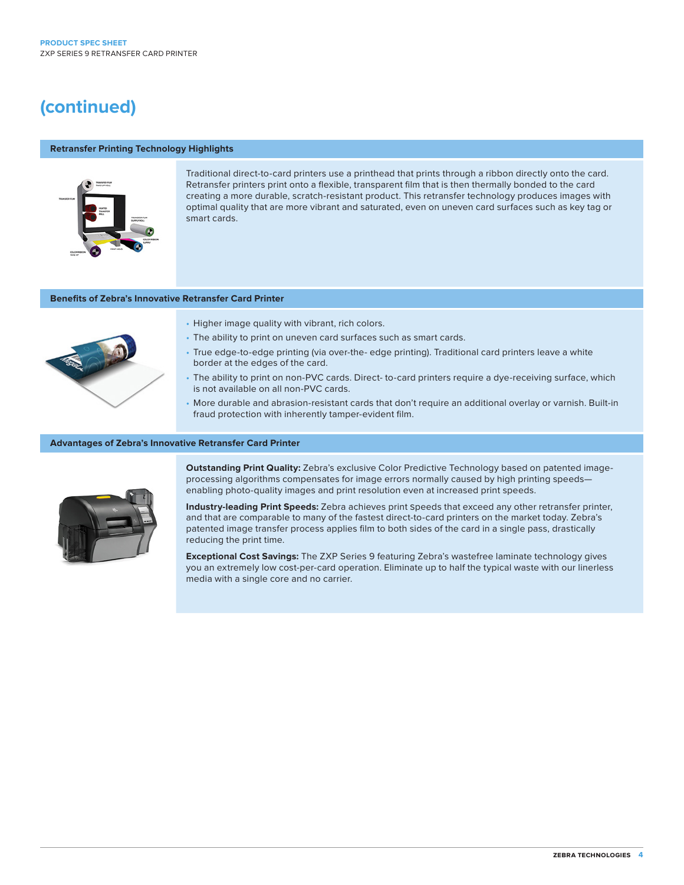# (continued)

## Retransfer Printing Technology Highlights

Traditional direct-to-card printers use a printhead that prints through a ribbon directly onto the card. Retransfer printers print onto a flexible, transparent film that is then thermally bonded to the card creating a more durable, scratch-resistant product. This retransfer technology produces images with optimal quality that are more vibrant and saturated, even on uneven card surfaces such as key tag or smart cards.

## Benefits of Zebra's Innovative Retransfer Card Printer

- Higher image quality with vibrant, rich colors.
- The ability to print on uneven card surfaces such as smart cards.
- True edge-to-edge printing (via over-the- edge printing). Traditional card printers leave a white border at the edges of the card.
- The ability to print on non-PVC cards. Direct- to-card printers require a dye-receiving surface, which is not available on all non-PVC cards.
- More durable and abrasion-resistant cards that don't require an additional overlay or varnish. Built-in fraud protection with inherently tamper-evident film.

## Advantages of Zebra's Innovative Retransfer Card Printer

**Outstanding Print Quality:** Zebra's exclusive Color Predictive Technology based on patented image-processing algorithms compensates for image errors normally caused by high printing speeds—enabling photo-quality images and print resolution even at increased print speeds.

**Industry-leading Print Speeds:** Zebra achieves print speeds that exceed any other retransfer printer, and that are comparable to many of the fastest direct-to-card printers on the market today. Zebra's patented image transfer process applies film to both sides of the card in a single pass, drastically reducing the print time.

**Exceptional Cost Savings:** The ZXP Series 9 featuring Zebra's wastefree laminate technology gives you an extremely low cost-per-card operation. Eliminate up to half the typical waste with our linerless media with a single core and no carrier.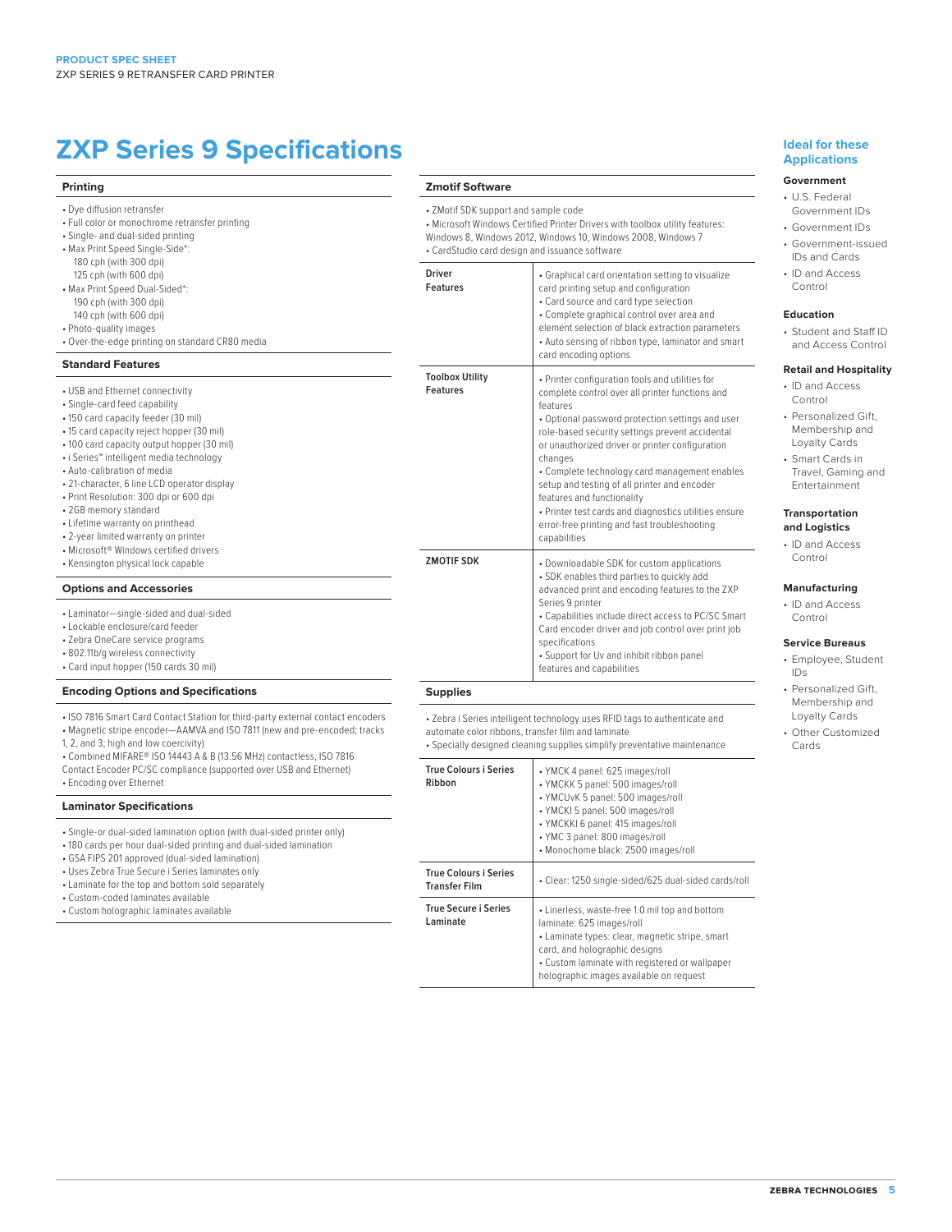PRODUCT SPEC SHEET
ZXP SERIES 9 RETRANSFER CARD PRINTER

# ZXP Series 9 Specifications

### Printing

- Dye diffusion retransfer
- Full color or monochrome retransfer printing
- Single- and dual-sided printing
- Max Print Speed Single-Side*:
  180 cph (with 300 dpi)
  125 cph (with 600 dpi)
- Max Print Speed Dual-Sided*:
  190 cph (with 300 dpi)
  140 cph (with 600 dpi)
- Photo-quality images
- Over-the-edge printing on standard CR80 media

### Standard Features

- USB and Ethernet connectivity
- Single-card feed capability
- 150 card capacity feeder (30 mil)
- 15 card capacity reject hopper (30 mil)
- 100 card capacity output hopper (30 mil)
- i Series™ intelligent media technology
- Auto-calibration of media
- 21-character, 6 line LCD operator display
- Print Resolution: 300 dpi or 600 dpi
- 2GB memory standard
- Lifetime warranty on printhead
- 2-year limited warranty on printer
- Microsoft® Windows certified drivers
- Kensington physical lock capable

### Options and Accessories

- Laminator—single-sided and dual-sided
- Lockable enclosure/card feeder
- Zebra OneCare service programs
- 802.11b/g wireless connectivity
- Card input hopper (150 cards 30 mil)

### Encoding Options and Specifications

- ISO 7816 Smart Card Contact Station for third-party external contact encoders
- Magnetic stripe encoder—AAMVA and ISO 7811 (new and pre-encoded; tracks 1, 2, and 3; high and low coercivity)
- Combined MIFARE® ISO 14443 A & B (13.56 MHz) contactless, ISO 7816 Contact Encoder PC/SC compliance (supported over USB and Ethernet)
- Encoding over Ethernet

### Laminator Specifications

- Single-or dual-sided lamination option (with dual-sided printer only)
- 180 cards per hour dual-sided printing and dual-sided lamination
- GSA FIPS 201 approved (dual-sided lamination)
- Uses Zebra True Secure i Series laminates only
- Laminate for the top and bottom sold separately
- Custom-coded laminates available
- Custom holographic laminates available

### Zmotif Software

- ZMotif SDK support and sample code
- Microsoft Windows Certified Printer Drivers with toolbox utility features: Windows 8, Windows 2012, Windows 10, Windows 2008, Windows 7
- CardStudio card design and issuance software

| | |
|---|---|
| **Driver Features** | • Graphical card orientation setting to visualize card printing setup and configuration<br>• Card source and card type selection<br>• Complete graphical control over area and element selection of black extraction parameters<br>• Auto sensing of ribbon type, laminator and smart card encoding options |
| **Toolbox Utility Features** | • Printer configuration tools and utilities for complete control over all printer functions and features<br>• Optional password protection settings and user role-based security settings prevent accidental or unauthorized driver or printer configuration changes<br>• Complete technology card management enables setup and testing of all printer and encoder features and functionality<br>• Printer test cards and diagnostics utilities ensure error-free printing and fast troubleshooting capabilities |
| **ZMOTIF SDK** | • Downloadable SDK for custom applications<br>• SDK enables third parties to quickly add advanced print and encoding features to the ZXP Series 9 printer<br>• Capabilities include direct access to PC/SC Smart Card encoder driver and job control over print job specifications<br>• Support for Uv and inhibit ribbon panel features and capabilities |

### Supplies

- Zebra i Series intelligent technology uses RFID tags to authenticate and automate color ribbons, transfer film and laminate
- Specially designed cleaning supplies simplify preventative maintenance

| | |
|---|---|
| **True Colours i Series Ribbon** | • YMCK 4 panel: 625 images/roll<br>• YMCKK 5 panel: 500 images/roll<br>• YMCUvK 5 panel: 500 images/roll<br>• YMCKI 5 panel: 500 images/roll<br>• YMCKKI 6 panel: 415 images/roll<br>• YMC 3 panel: 800 images/roll<br>• Monochome black: 2500 images/roll |
| **True Colours i Series Transfer Film** | • Clear: 1250 single-sided/625 dual-sided cards/roll |
| **True Secure i Series Laminate** | • Linerless, waste-free 1.0 mil top and bottom laminate: 625 images/roll<br>• Laminate types: clear, magnetic stripe, smart card, and holographic designs<br>• Custom laminate with registered or wallpaper holographic images available on request |

## Ideal for these Applications

**Government**

- U.S. Federal Government IDs
- Government IDs
- Government-issued IDs and Cards
- ID and Access Control

**Education**

- Student and Staff ID and Access Control

**Retail and Hospitality**

- ID and Access Control
- Personalized Gift, Membership and Loyalty Cards
- Smart Cards in Travel, Gaming and Entertainment

**Transportation and Logistics**

- ID and Access Control

**Manufacturing**

- ID and Access Control

**Service Bureaus**

- Employee, Student IDs
- Personalized Gift, Membership and Loyalty Cards
- Other Customized Cards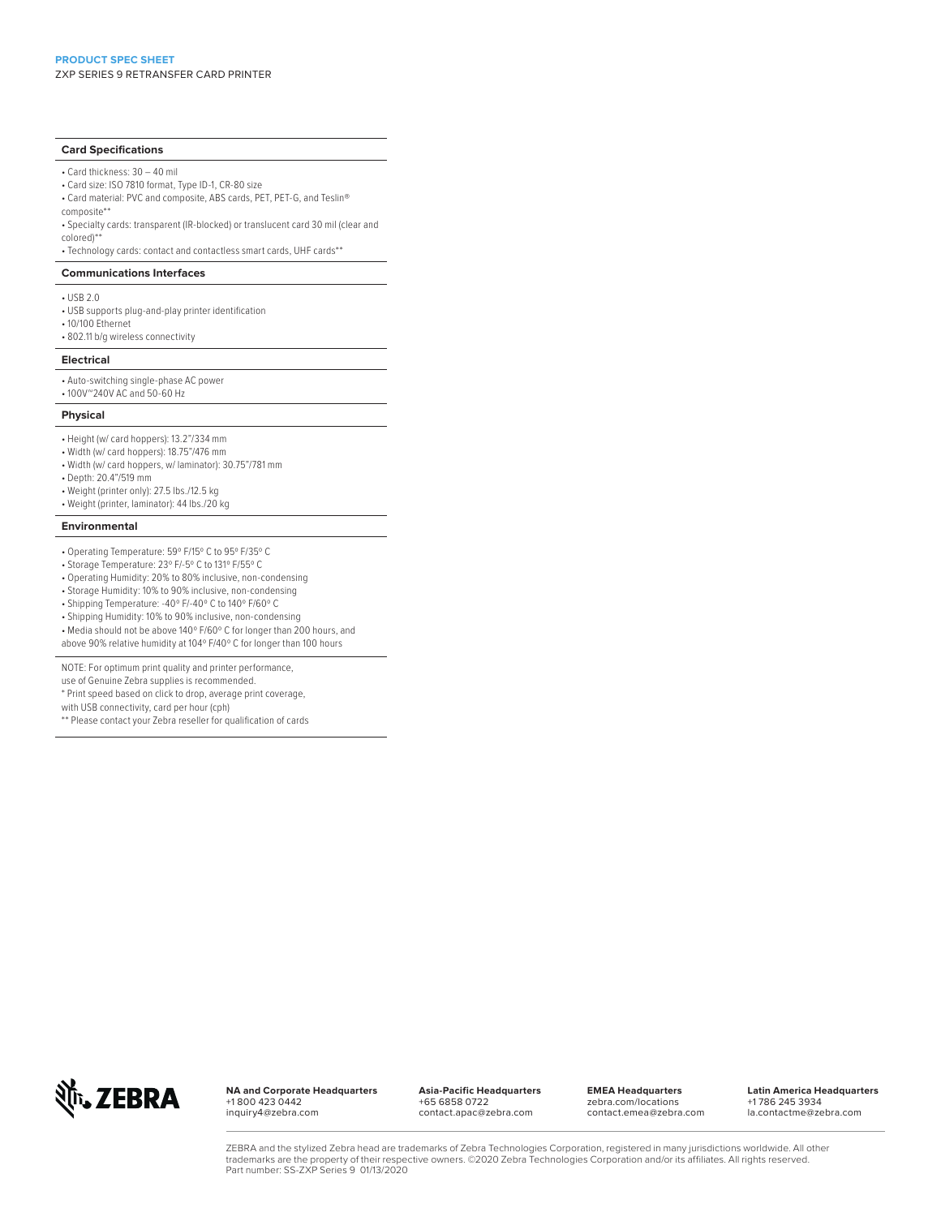**PRODUCT SPEC SHEET**
ZXP SERIES 9 RETRANSFER CARD PRINTER

### Card Specifications

- Card thickness: 30 – 40 mil
- Card size: ISO 7810 format, Type ID-1, CR-80 size
- Card material: PVC and composite, ABS cards, PET, PET-G, and Teslin® composite**
- Specialty cards: transparent (IR-blocked) or translucent card 30 mil (clear and colored)**
- Technology cards: contact and contactless smart cards, UHF cards**

### Communications Interfaces

- USB 2.0
- USB supports plug-and-play printer identification
- 10/100 Ethernet
- 802.11 b/g wireless connectivity

### Electrical

- Auto-switching single-phase AC power
- 100V~240V AC and 50-60 Hz

### Physical

- Height (w/ card hoppers): 13.2"/334 mm
- Width (w/ card hoppers): 18.75"/476 mm
- Width (w/ card hoppers, w/ laminator): 30.75"/781 mm
- Depth: 20.4"/519 mm
- Weight (printer only): 27.5 lbs./12.5 kg
- Weight (printer, laminator): 44 lbs./20 kg

### Environmental

- Operating Temperature: 59° F/15° C to 95° F/35° C
- Storage Temperature: 23° F/-5° C to 131° F/55° C
- Operating Humidity: 20% to 80% inclusive, non-condensing
- Storage Humidity: 10% to 90% inclusive, non-condensing
- Shipping Temperature: -40° F/-40° C to 140° F/60° C
- Shipping Humidity: 10% to 90% inclusive, non-condensing
- Media should not be above 140° F/60° C for longer than 200 hours, and above 90% relative humidity at 104° F/40° C for longer than 100 hours

NOTE: For optimum print quality and printer performance, use of Genuine Zebra supplies is recommended.
* Print speed based on click to drop, average print coverage, with USB connectivity, card per hour (cph)
** Please contact your Zebra reseller for qualification of cards

**NA and Corporate Headquarters**
+1 800 423 0442
inquiry4@zebra.com

**Asia-Pacific Headquarters**
+65 6858 0722
contact.apac@zebra.com

**EMEA Headquarters**
zebra.com/locations
contact.emea@zebra.com

**Latin America Headquarters**
+1 786 245 3934
la.contactme@zebra.com

ZEBRA and the stylized Zebra head are trademarks of Zebra Technologies Corporation, registered in many jurisdictions worldwide. All other trademarks are the property of their respective owners. ©2020 Zebra Technologies Corporation and/or its affiliates. All rights reserved.
Part number: SS-ZXP Series 9 01/13/2020